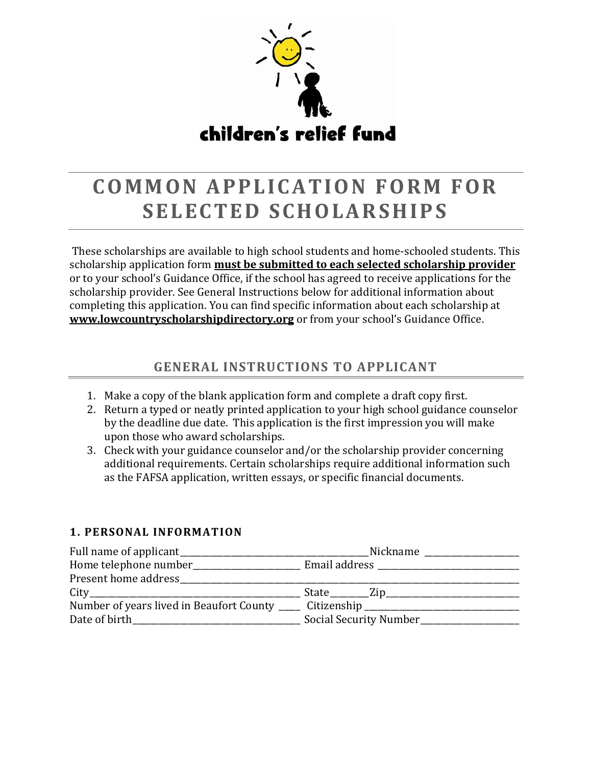children's relief fund

# COMMON APPLICATION FORM FOR SELECTED SCHOLARSHIPS

These scholarships are available to high school students and home-schooled students. This scholarship application form **must be submitted to each selected scholarship provider** or to your school's Guidance Office, if the school has agreed to receive applications for the scholarship provider. See General Instructions below for additional information about completing this application. You can find specific information about each scholarship at **www.lowcountryscholarshipdirectory.org** or from your school's Guidance Office.

## GENERAL INSTRUCTIONS TO APPLICANT

1. Make a copy of the blank application form and complete a draft copy first.
2. Return a typed or neatly printed application to your high school guidance counselor by the deadline due date. This application is the first impression you will make upon those who award scholarships.
3. Check with your guidance counselor and/or the scholarship provider concerning additional requirements. Certain scholarships require additional information such as the FAFSA application, written essays, or specific financial documents.

### 1. PERSONAL INFORMATION

Full name of applicant_________________________________________Nickname ____________________

Home telephone number________________________ Email address _______________________________

Present home address_____________________________________________________________________

City_______________________________________________ State________Zip____________________________

Number of years lived in Beaufort County _____ Citizenship _________________________________

Date of birth_____________________________________ Social Security Number_____________________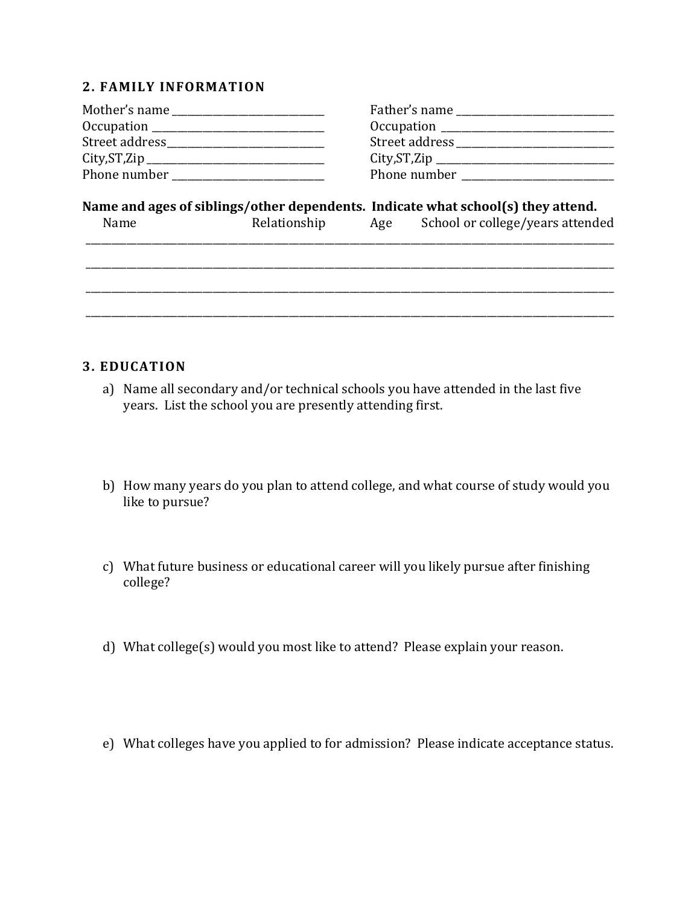## 2. FAMILY INFORMATION

Mother's name ____________________________
Occupation ______________________________
Street address____________________________
City,ST,Zip _______________________________
Phone number ___________________________

Father's name ____________________________
Occupation ______________________________
Street address____________________________
City,ST,Zip _______________________________
Phone number ___________________________

**Name and ages of siblings/other dependents. Indicate what school(s) they attend.**

| Name | Relationship | Age | School or college/years attended |
|---|---|---|---|
| | | | |
| | | | |
| | | | |
| | | | |

## 3. EDUCATION

a) Name all secondary and/or technical schools you have attended in the last five years. List the school you are presently attending first.

b) How many years do you plan to attend college, and what course of study would you like to pursue?

c) What future business or educational career will you likely pursue after finishing college?

d) What college(s) would you most like to attend? Please explain your reason.

e) What colleges have you applied to for admission? Please indicate acceptance status.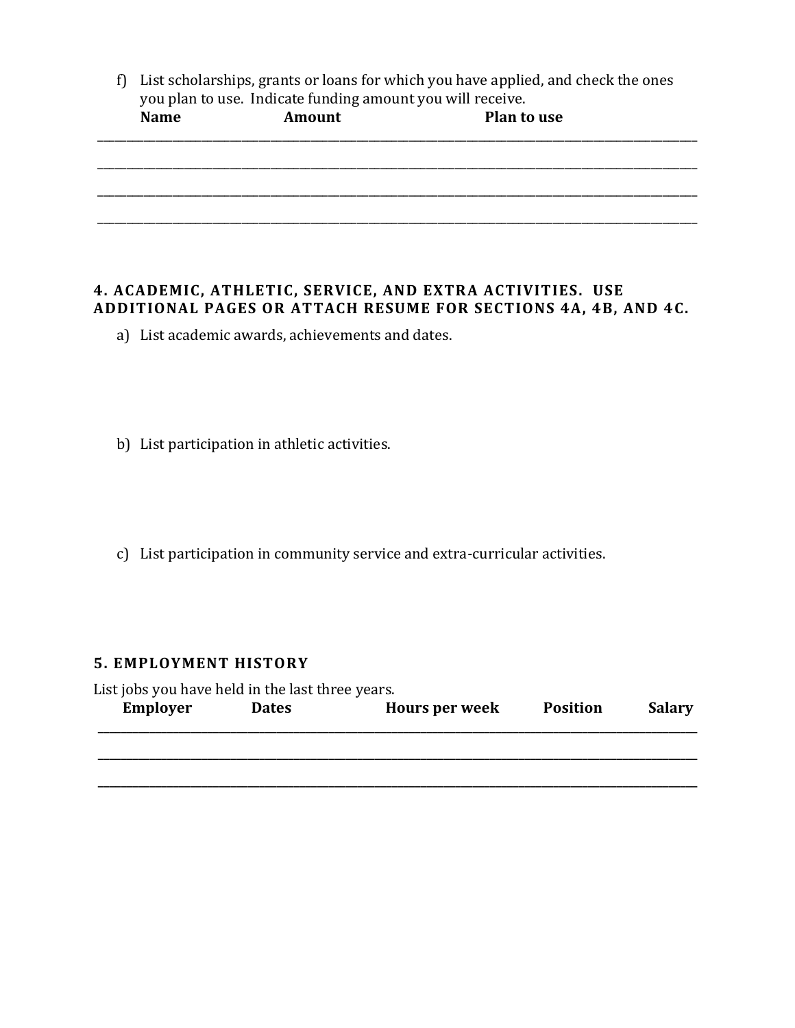f) List scholarships, grants or loans for which you have applied, and check the ones you plan to use. Indicate funding amount you will receive.

| Name | Amount | Plan to use |
|---|---|---|
| | | |
| | | |
| | | |
| | | |

## 4. ACADEMIC, ATHLETIC, SERVICE, AND EXTRA ACTIVITIES. USE ADDITIONAL PAGES OR ATTACH RESUME FOR SECTIONS 4A, 4B, AND 4C.

a) List academic awards, achievements and dates.

b) List participation in athletic activities.

c) List participation in community service and extra-curricular activities.

## 5. EMPLOYMENT HISTORY

List jobs you have held in the last three years.

| Employer | Dates | Hours per week | Position | Salary |
|---|---|---|---|---|
| | | | | |
| | | | | |
| | | | | |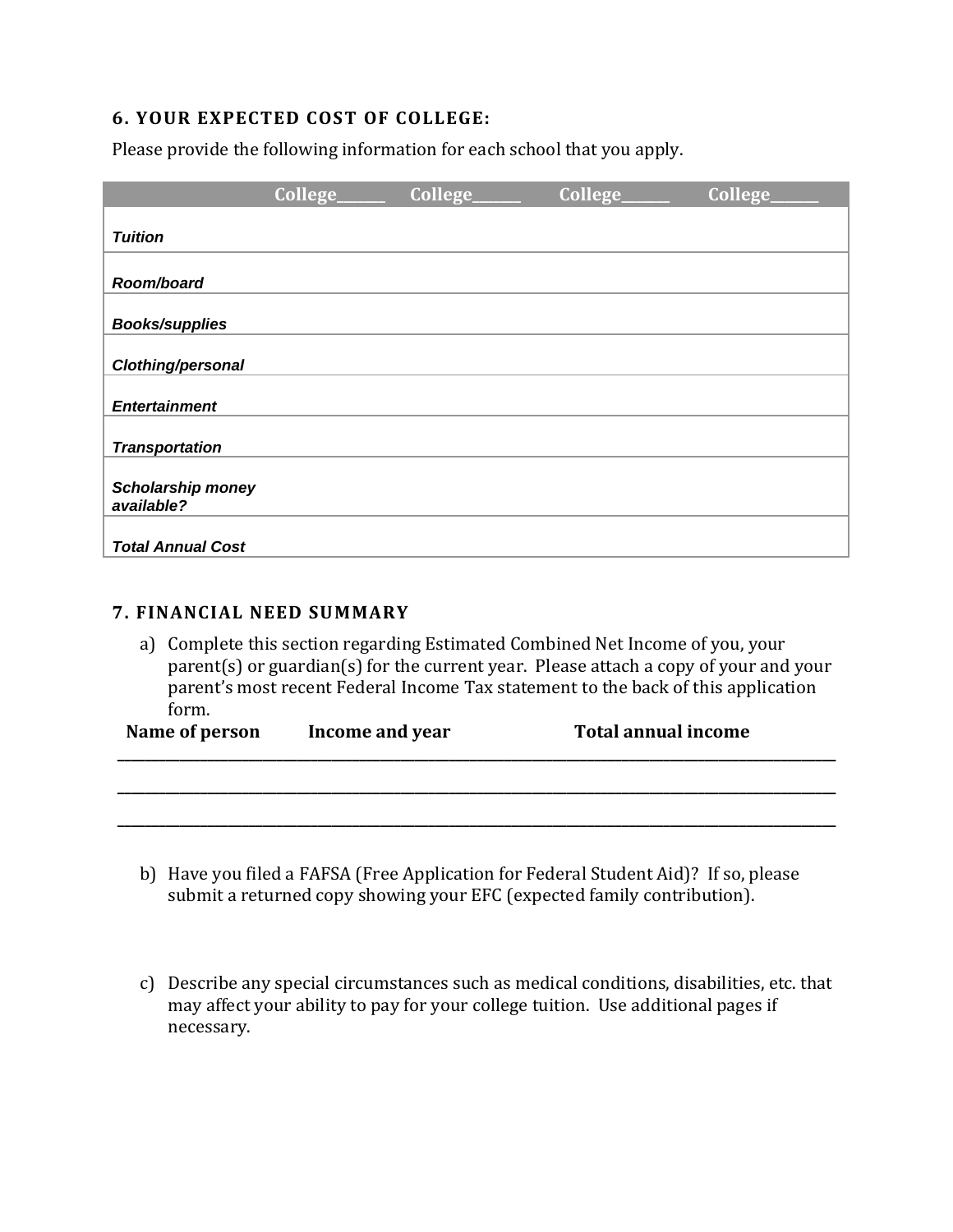### 6. YOUR EXPECTED COST OF COLLEGE:

Please provide the following information for each school that you apply.

| | College______ | College______ | College______ | College______ |
|---|---|---|---|---|
| *Tuition* | | | | |
| *Room/board* | | | | |
| *Books/supplies* | | | | |
| *Clothing/personal* | | | | |
| *Entertainment* | | | | |
| *Transportation* | | | | |
| *Scholarship money available?* | | | | |
| *Total Annual Cost* | | | | |

### 7. FINANCIAL NEED SUMMARY

a) Complete this section regarding Estimated Combined Net Income of you, your parent(s) or guardian(s) for the current year. Please attach a copy of your and your parent's most recent Federal Income Tax statement to the back of this application form.

| Name of person | Income and year | Total annual income |
|---|---|---|
| | | |
| | | |
| | | |

b) Have you filed a FAFSA (Free Application for Federal Student Aid)? If so, please submit a returned copy showing your EFC (expected family contribution).

c) Describe any special circumstances such as medical conditions, disabilities, etc. that may affect your ability to pay for your college tuition. Use additional pages if necessary.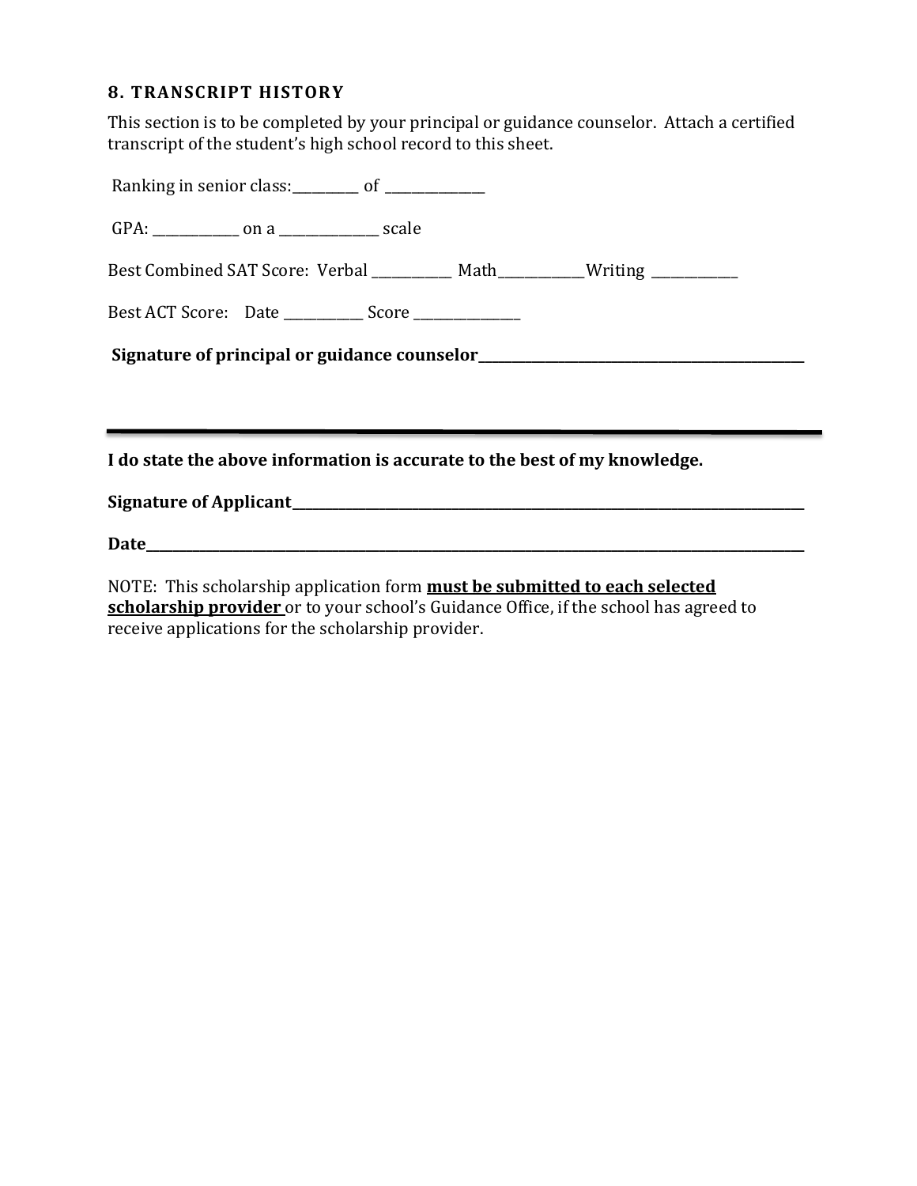### 8. TRANSCRIPT HISTORY

This section is to be completed by your principal or guidance counselor. Attach a certified transcript of the student's high school record to this sheet.

Ranking in senior class:__________ of ______________

GPA: ____________ on a ______________ scale

Best Combined SAT Score: Verbal ___________ Math____________Writing ____________

Best ACT Score: Date ___________ Score _______________

**Signature of principal or guidance counselor_______________________________________________**

---

**I do state the above information is accurate to the best of my knowledge.**

**Signature of Applicant_____________________________________________________________________________**

**Date_____________________________________________________________________________________________**

NOTE: This scholarship application form **must be submitted to each selected scholarship provider** or to your school's Guidance Office, if the school has agreed to receive applications for the scholarship provider.